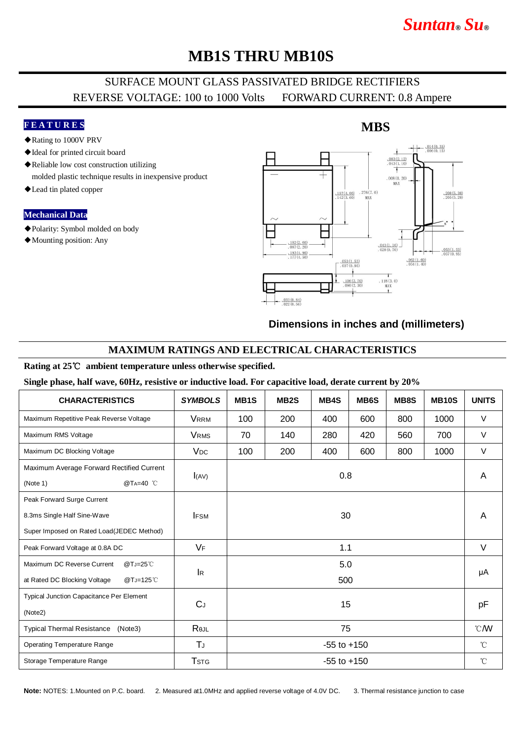Suntan® Su®

# MB1S THRU MB10S

SURFACE MOUNT GLASS PASSIVATED BRIDGE RECTIFIERS

REVERSE VOLTAGE: 100 to 1000 Volts  FORWARD CURRENT: 0.8 Ampere

## FEATURES

- ◆Rating to 1000V PRV
- ◆Ideal for printed circuit board
- ◆Reliable low cost construction utilizing molded plastic technique results in inexpensive product
- ◆Lead tin plated copper

## Mechanical Data

- ◆Polarity: Symbol molded on body
- ◆Mounting position: Any

**MBS**

.014(0.35)
.006(0.15)
.083(2.12)
.043(1.10)
.008(0.20) MAX
.157(4.00)
.142(3.60)
.276(7.0) MAX
.208(5.30)
.205(5.20)
.102(2.60)
.087(2.20)
.193(4.90)
.177(4.50)
.043(1.10)
.028(0.70)
.053(1.53)
.037(0.95)
.062(1.60)
.054(1.40)
.053(1.53)
.037(0.95)
.106(2.70)
.090(2.30)
.118(3.0) MAX
.033(0.84)
.022(0.56)

**Dimensions in inches and (millimeters)**

## MAXIMUM RATINGS AND ELECTRICAL CHARACTERISTICS

**Rating at 25℃ ambient temperature unless otherwise specified.**

**Single phase, half wave, 60Hz, resistive or inductive load. For capacitive load, derate current by 20%**

| CHARACTERISTICS | SYMBOLS | MB1S | MB2S | MB4S | MB6S | MB8S | MB10S | UNITS |
|---|---|---|---|---|---|---|---|---|
| Maximum Repetitive Peak Reverse Voltage | $V_{RRM}$ | 100 | 200 | 400 | 600 | 800 | 1000 | V |
| Maximum RMS Voltage | $V_{RMS}$ | 70 | 140 | 280 | 420 | 560 | 700 | V |
| Maximum DC Blocking Voltage | $V_{DC}$ | 100 | 200 | 400 | 600 | 800 | 1000 | V |
| Maximum Average Forward Rectified Current (Note 1) @$T_A$=40 ℃ | $I_{(AV)}$ | 0.8 | | | | | | A |
| Peak Forward Surge Current 8.3ms Single Half Sine-Wave Super Imposed on Rated Load(JEDEC Method) | $I_{FSM}$ | 30 | | | | | | A |
| Peak Forward Voltage at 0.8A DC | $V_F$ | 1.1 | | | | | | V |
| Maximum DC Reverse Current @$T_J$=25℃ at Rated DC Blocking Voltage @$T_J$=125℃ | $I_R$ | 5.0 / 500 | | | | | | μA |
| Typical Junction Capacitance Per Element (Note2) | $C_J$ | 15 | | | | | | pF |
| Typical Thermal Resistance (Note3) | $R_{θJL}$ | 75 | | | | | | ℃/W |
| Operating Temperature Range | $T_J$ | -55 to +150 | | | | | | ℃ |
| Storage Temperature Range | $T_{STG}$ | -55 to +150 | | | | | | ℃ |

**Note:** NOTES: 1.Mounted on P.C. board. 2. Measured at1.0MHz and applied reverse voltage of 4.0V DC. 3. Thermal resistance junction to case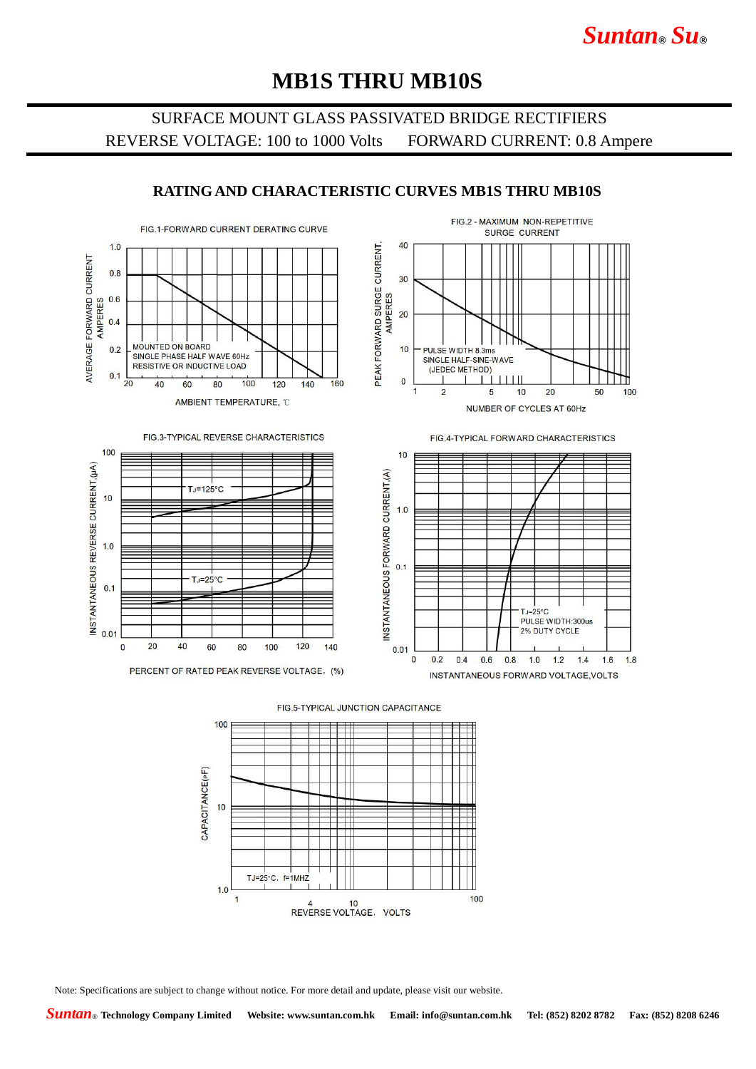# MB1S THRU MB10S

SURFACE MOUNT GLASS PASSIVATED BRIDGE RECTIFIERS

REVERSE VOLTAGE: 100 to 1000 Volts    FORWARD CURRENT: 0.8 Ampere

## RATING AND CHARACTERISTIC CURVES MB1S THRU MB10S

FIG.1-FORWARD CURRENT DERATING CURVE

AVERAGE FORWARD CURRENT AMPERES

1.0
0.8
0.6
0.4
0.2
0.1

20 40 60 80 100 120 140 160

MOUNTED ON BOARD
SINGLE PHASE HALF WAVE 60Hz
RESISTIVE OR INDUCTIVE LOAD

AMBIENT TEMPERATURE, ℃

FIG.2 - MAXIMUM NON-REPETITIVE SURGE CURRENT

PEAK FORWARD SURGE CURRENT, AMPERES

40
30
20
10
0

1 2 5 10 20 50 100

PULSE WIDTH 8.3ms
SINGLE HALF-SINE-WAVE
(JEDEC METHOD)

NUMBER OF CYCLES AT 60Hz

FIG.3-TYPICAL REVERSE CHARACTERISTICS

INSTANTANEOUS REVERSE CURRENT,(μA)

100
10
1.0
0.1
0.01

0 20 40 60 80 100 120 140

TJ=125°C

TJ=25°C

PERCENT OF RATED PEAK REVERSE VOLTAGE, (%)

FIG.4-TYPICAL FORWARD CHARACTERISTICS

INSTANTANEOUS FORWARD CURRENT,(A)

10
1.0
0.1
0.01

0 0.2 0.4 0.6 0.8 1.0 1.2 1.4 1.6 1.8

TJ=25°C
PULSE WIDTH:300us
2% DUTY CYCLE

INSTANTANEOUS FORWARD VOLTAGE,VOLTS

FIG.5-TYPICAL JUNCTION CAPACITANCE

CAPACITANCE(pF)

100
10
1.0

1 4 10 100

TJ=25°C, f=1MHZ

REVERSE VOLTAGE, VOLTS

Note: Specifications are subject to change without notice. For more detail and update, please visit our website.

**Suntan® Technology Company Limited    Website: www.suntan.com.hk    Email: info@suntan.com.hk    Tel: (852) 8202 8782    Fax: (852) 8208 6246**